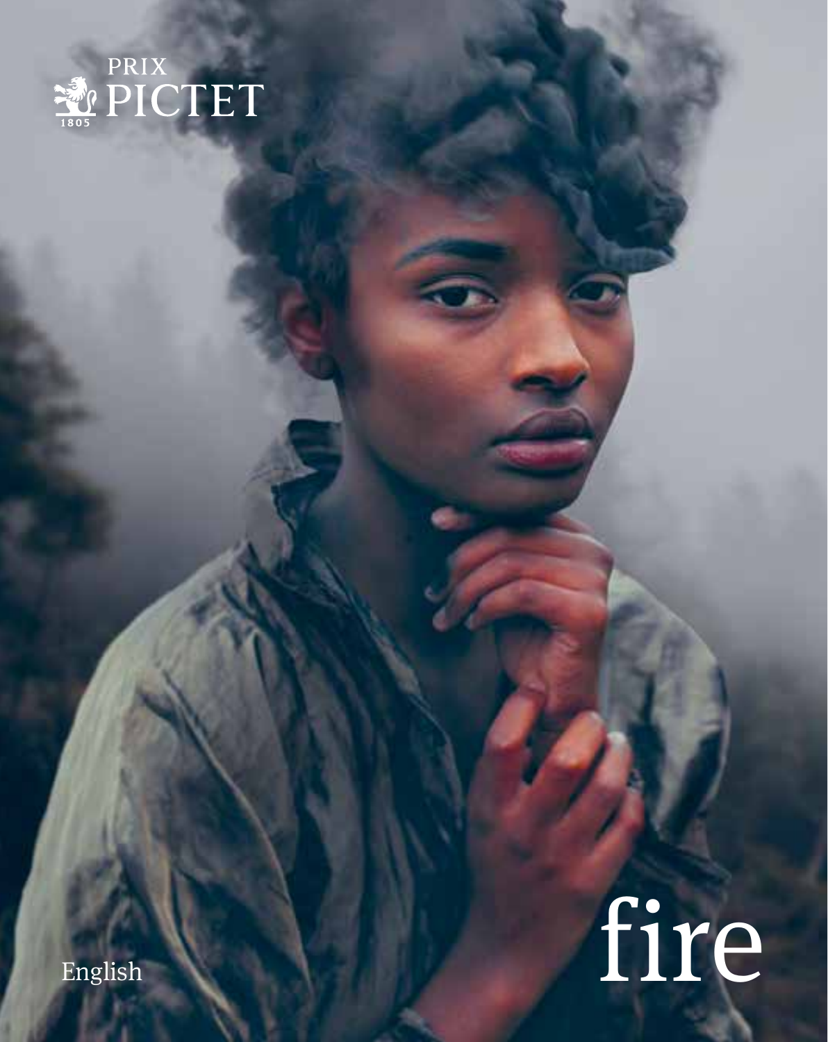PRIX PICTET 1805

# fire

English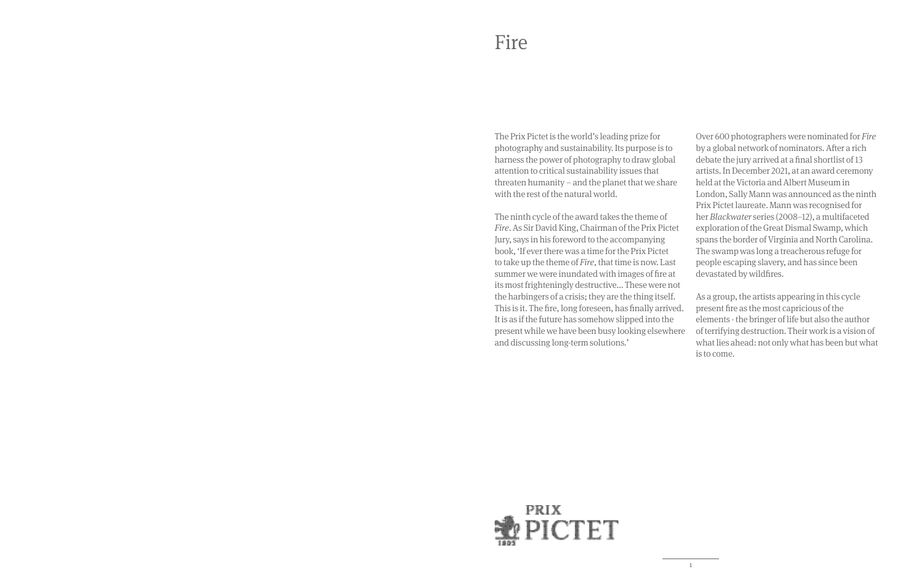# Fire

The Prix Pictet is the world's leading prize for photography and sustainability. Its purpose is to harness the power of photography to draw global attention to critical sustainability issues that threaten humanity – and the planet that we share with the rest of the natural world.

The ninth cycle of the award takes the theme of *Fire*. As Sir David King, Chairman of the Prix Pictet Jury, says in his foreword to the accompanying book, 'If ever there was a time for the Prix Pictet to take up the theme of *Fire*, that time is now. Last summer we were inundated with images of fire at its most frighteningly destructive… These were not the harbingers of a crisis; they are the thing itself. This is it. The fire, long foreseen, has finally arrived. It is as if the future has somehow slipped into the present while we have been busy looking elsewhere and discussing long-term solutions.'

Over 600 photographers were nominated for *Fire* by a global network of nominators. After a rich debate the jury arrived at a final shortlist of 13 artists. In December 2021, at an award ceremony held at the Victoria and Albert Museum in London, Sally Mann was announced as the ninth Prix Pictet laureate. Mann was recognised for her *Blackwater* series (2008–12), a multifaceted exploration of the Great Dismal Swamp, which spans the border of Virginia and North Carolina. The swamp was long a treacherous refuge for people escaping slavery, and has since been devastated by wildfires.

As a group, the artists appearing in this cycle present fire as the most capricious of the elements - the bringer of life but also the author of terrifying destruction. Their work is a vision of what lies ahead: not only what has been but what is to come.

PRIX PICTET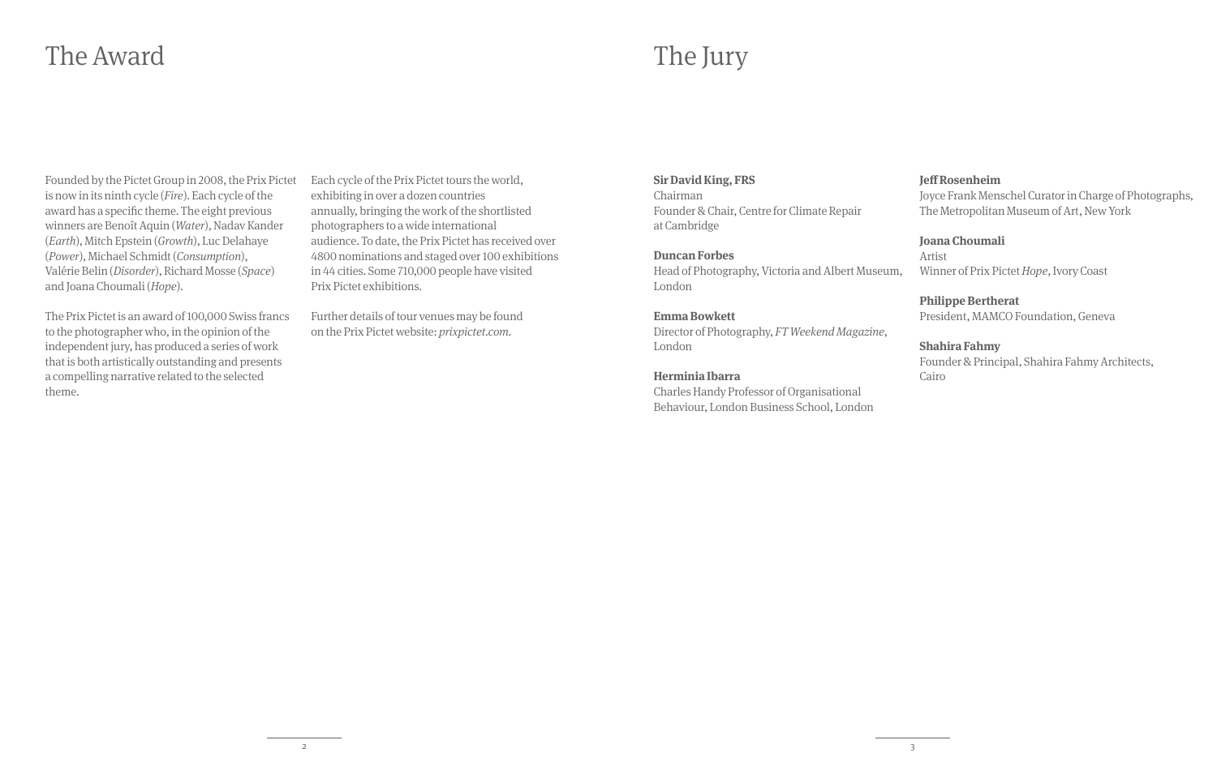# The Award

Founded by the Pictet Group in 2008, the Prix Pictet is now in its ninth cycle (*Fire*). Each cycle of the award has a specific theme. The eight previous winners are Benoît Aquin (*Water*), Nadav Kander (*Earth*), Mitch Epstein (*Growth*), Luc Delahaye (*Power*), Michael Schmidt (*Consumption*), Valérie Belin (*Disorder*), Richard Mosse (*Space*) and Joana Choumali (*Hope*).

The Prix Pictet is an award of 100,000 Swiss francs to the photographer who, in the opinion of the independent jury, has produced a series of work that is both artistically outstanding and presents a compelling narrative related to the selected theme.

Each cycle of the Prix Pictet tours the world, exhibiting in over a dozen countries annually, bringing the work of the shortlisted photographers to a wide international audience. To date, the Prix Pictet has received over 4800 nominations and staged over 100 exhibitions in 44 cities. Some 710,000 people have visited Prix Pictet exhibitions.

Further details of tour venues may be found on the Prix Pictet website: *prixpictet.com.*

# The Jury

**Sir David King, FRS**
Chairman
Founder & Chair, Centre for Climate Repair at Cambridge

**Duncan Forbes**
Head of Photography, Victoria and Albert Museum, London

**Emma Bowkett**
Director of Photography, *FT Weekend Magazine*, London

**Herminia Ibarra**
Charles Handy Professor of Organisational Behaviour, London Business School, London

**Jeff Rosenheim**
Joyce Frank Menschel Curator in Charge of Photographs, The Metropolitan Museum of Art, New York

**Joana Choumali**
Artist
Winner of Prix Pictet *Hope*, Ivory Coast

**Philippe Bertherat**
President, MAMCO Foundation, Geneva

**Shahira Fahmy**
Founder & Principal, Shahira Fahmy Architects, Cairo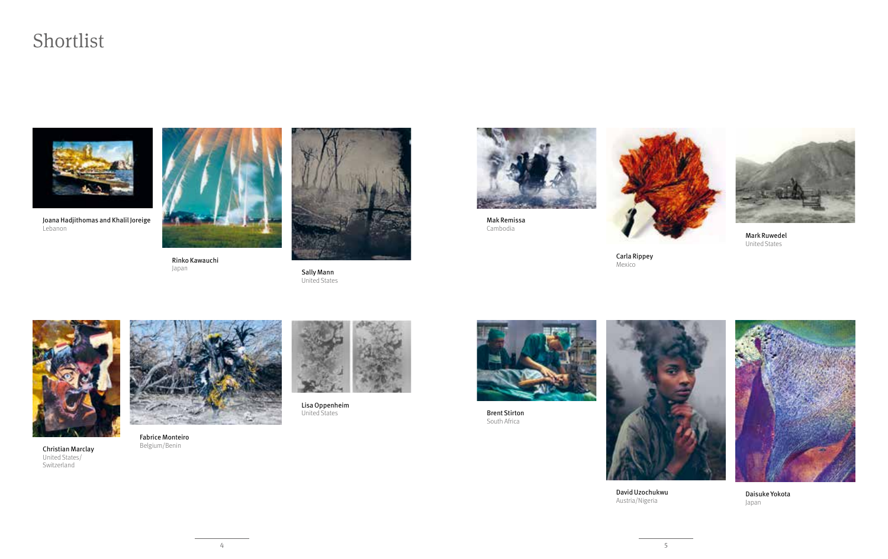# Shortlist

**Joana Hadjithomas and Khalil Joreige**
Lebanon

**Rinko Kawauchi**
Japan

**Sally Mann**
United States

**Christian Marclay**
United States/Switzerland

**Fabrice Monteiro**
Belgium/Benin

**Lisa Oppenheim**
United States

**Mak Remissa**
Cambodia

**Carla Rippey**
Mexico

**Mark Ruwedel**
United States

**Brent Stirton**
South Africa

**David Uzochukwu**
Austria/Nigeria

**Daisuke Yokota**
Japan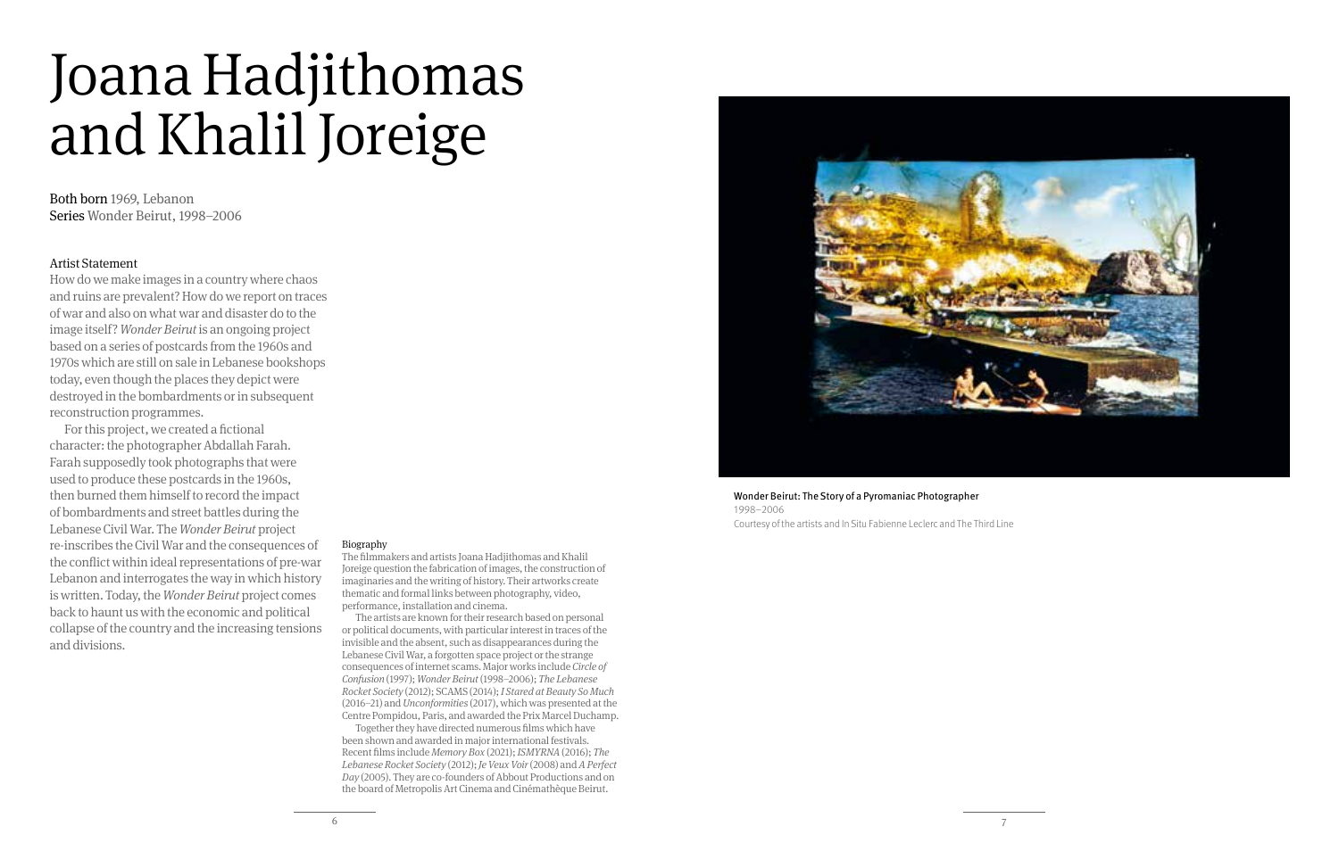# Joana Hadjithomas and Khalil Joreige

**Both born** 1969, Lebanon
**Series** Wonder Beirut, 1998–2006

### Artist Statement

How do we make images in a country where chaos and ruins are prevalent? How do we report on traces of war and also on what war and disaster do to the image itself? *Wonder Beirut* is an ongoing project based on a series of postcards from the 1960s and 1970s which are still on sale in Lebanese bookshops today, even though the places they depict were destroyed in the bombardments or in subsequent reconstruction programmes.

For this project, we created a fictional character: the photographer Abdallah Farah. Farah supposedly took photographs that were used to produce these postcards in the 1960s, then burned them himself to record the impact of bombardments and street battles during the Lebanese Civil War. The *Wonder Beirut* project re-inscribes the Civil War and the consequences of the conflict within ideal representations of pre-war Lebanon and interrogates the way in which history is written. Today, the *Wonder Beirut* project comes back to haunt us with the economic and political collapse of the country and the increasing tensions and divisions.

### Biography

The filmmakers and artists Joana Hadjithomas and Khalil Joreige question the fabrication of images, the construction of imaginaries and the writing of history. Their artworks create thematic and formal links between photography, video, performance, installation and cinema.

The artists are known for their research based on personal or political documents, with particular interest in traces of the invisible and the absent, such as disappearances during the Lebanese Civil War, a forgotten space project or the strange consequences of internet scams. Major works include *Circle of Confusion* (1997); *Wonder Beirut* (1998–2006); *The Lebanese Rocket Society* (2012); SCAMS (2014); *I Stared at Beauty So Much* (2016–21) and *Unconformities* (2017), which was presented at the Centre Pompidou, Paris, and awarded the Prix Marcel Duchamp.

Together they have directed numerous films which have been shown and awarded in major international festivals. Recent films include *Memory Box* (2021); *ISMYRNA* (2016); *The Lebanese Rocket Society* (2012); *Je Veux Voir* (2008) and *A Perfect Day* (2005). They are co-founders of Abbout Productions and on the board of Metropolis Art Cinema and Cinémathèque Beirut.

Wonder Beirut: The Story of a Pyromaniac Photographer
1998–2006
Courtesy of the artists and In Situ Fabienne Leclerc and The Third Line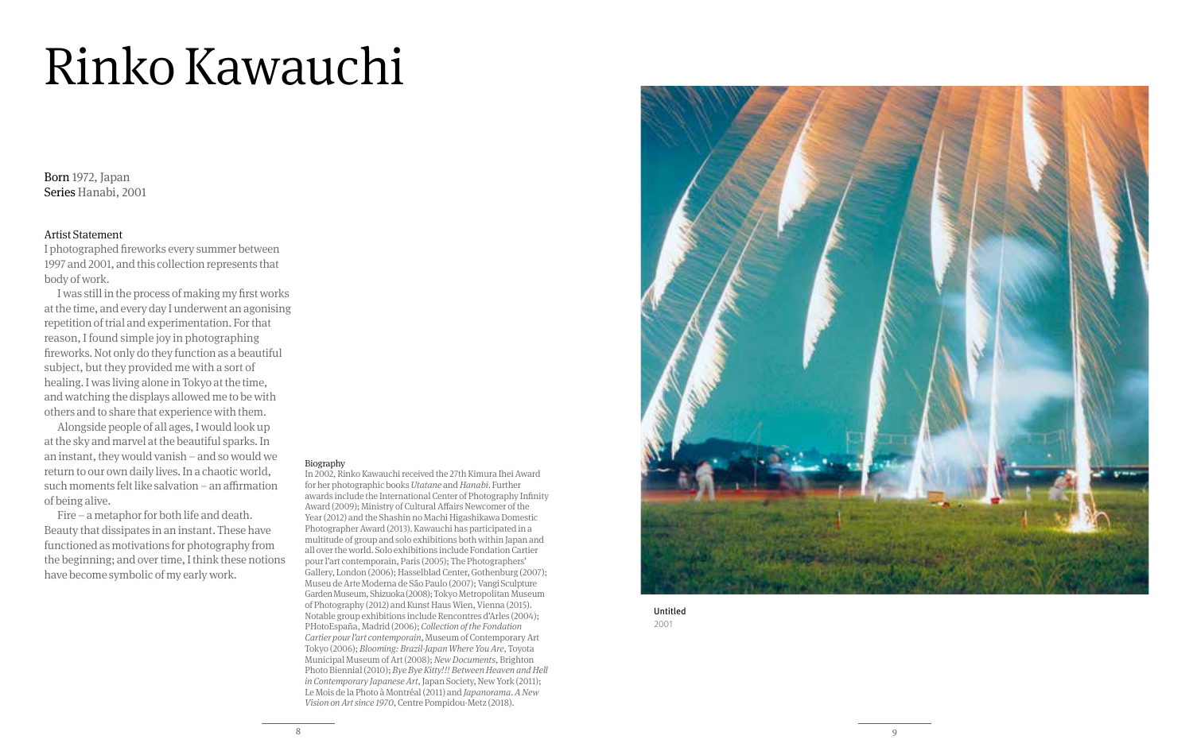# Rinko Kawauchi

**Born** 1972, Japan
**Series** Hanabi, 2001

### Artist Statement

I photographed fireworks every summer between 1997 and 2001, and this collection represents that body of work.

I was still in the process of making my first works at the time, and every day I underwent an agonising repetition of trial and experimentation. For that reason, I found simple joy in photographing fireworks. Not only do they function as a beautiful subject, but they provided me with a sort of healing. I was living alone in Tokyo at the time, and watching the displays allowed me to be with others and to share that experience with them.

Alongside people of all ages, I would look up at the sky and marvel at the beautiful sparks. In an instant, they would vanish – and so would we return to our own daily lives. In a chaotic world, such moments felt like salvation – an affirmation of being alive.

Fire – a metaphor for both life and death. Beauty that dissipates in an instant. These have functioned as motivations for photography from the beginning; and over time, I think these notions have become symbolic of my early work.

### Biography

In 2002, Rinko Kawauchi received the 27th Kimura Ihei Award for her photographic books *Utatane* and *Hanabi*. Further awards include the International Center of Photography Infinity Award (2009); Ministry of Cultural Affairs Newcomer of the Year (2012) and the Shashin no Machi Higashikawa Domestic Photographer Award (2013). Kawauchi has participated in a multitude of group and solo exhibitions both within Japan and all over the world. Solo exhibitions include Fondation Cartier pour l'art contemporain, Paris (2005); The Photographers' Gallery, London (2006); Hasselblad Center, Gothenburg (2007); Museu de Arte Moderna de São Paulo (2007); Vangi Sculpture Garden Museum, Shizuoka (2008); Tokyo Metropolitan Museum of Photography (2012) and Kunst Haus Wien, Vienna (2015). Notable group exhibitions include Rencontres d'Arles (2004); PHotoEspaña, Madrid (2006); *Collection of the Fondation Cartier pour l'art contemporain*, Museum of Contemporary Art Tokyo (2006); *Blooming: Brazil-Japan Where You Are*, Toyota Municipal Museum of Art (2008); *New Documents*, Brighton Photo Biennial (2010); *Bye Bye Kitty!!! Between Heaven and Hell in Contemporary Japanese Art*, Japan Society, New York (2011); Le Mois de la Photo à Montréal (2011) and *Japanorama. A New Vision on Art since 1970*, Centre Pompidou-Metz (2018).

Untitled
2001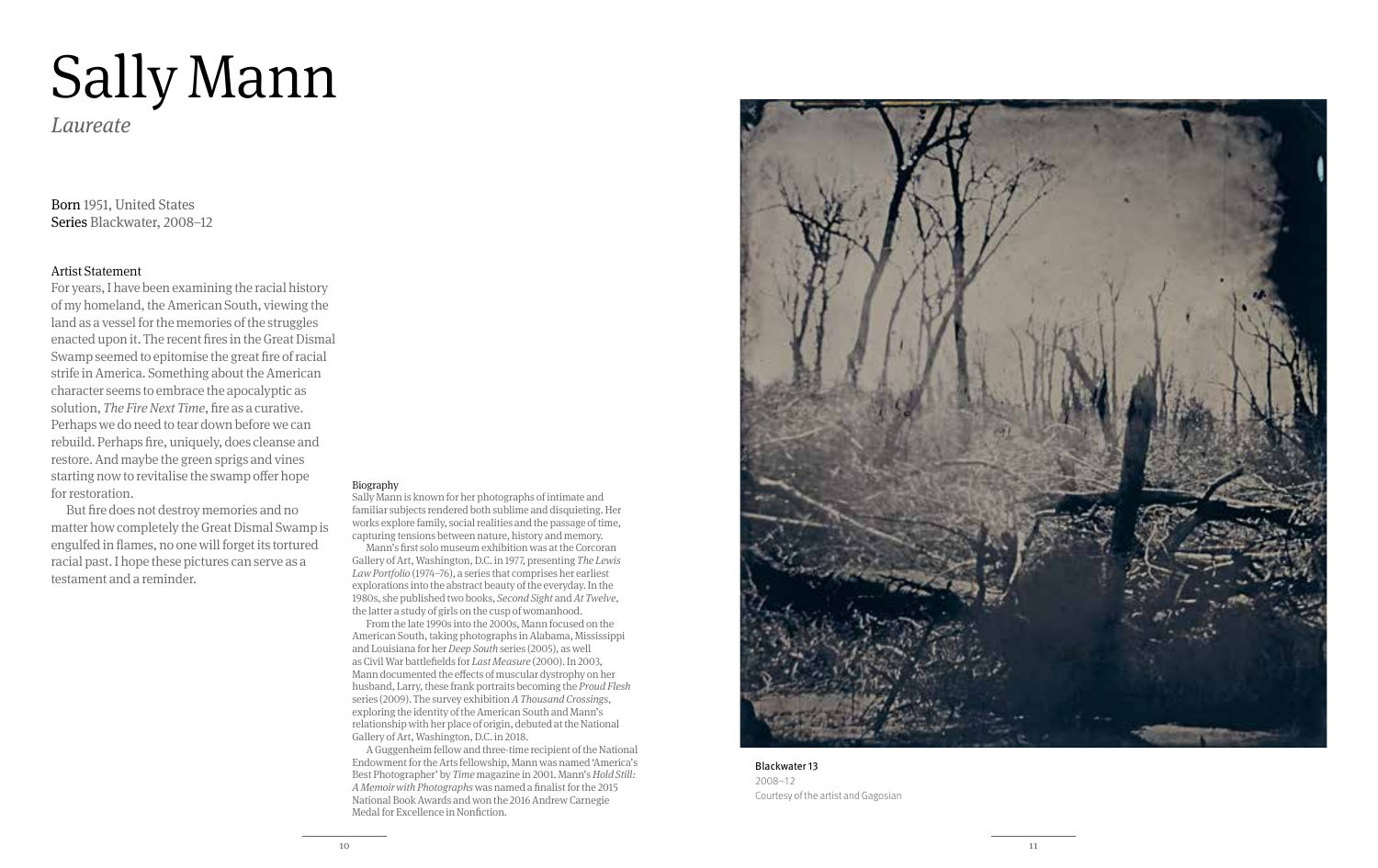# Sally Mann

*Laureate*

**Born** 1951, United States
**Series** Blackwater, 2008–12

### Artist Statement

For years, I have been examining the racial history of my homeland, the American South, viewing the land as a vessel for the memories of the struggles enacted upon it. The recent fires in the Great Dismal Swamp seemed to epitomise the great fire of racial strife in America. Something about the American character seems to embrace the apocalyptic as solution, *The Fire Next Time*, fire as a curative. Perhaps we do need to tear down before we can rebuild. Perhaps fire, uniquely, does cleanse and restore. And maybe the green sprigs and vines starting now to revitalise the swamp offer hope for restoration.

But fire does not destroy memories and no matter how completely the Great Dismal Swamp is engulfed in flames, no one will forget its tortured racial past. I hope these pictures can serve as a testament and a reminder.

### Biography

Sally Mann is known for her photographs of intimate and familiar subjects rendered both sublime and disquieting. Her works explore family, social realities and the passage of time, capturing tensions between nature, history and memory.

Mann's first solo museum exhibition was at the Corcoran Gallery of Art, Washington, D.C. in 1977, presenting *The Lewis Law Portfolio* (1974–76), a series that comprises her earliest explorations into the abstract beauty of the everyday. In the 1980s, she published two books, *Second Sight* and *At Twelve*, the latter a study of girls on the cusp of womanhood.

From the late 1990s into the 2000s, Mann focused on the American South, taking photographs in Alabama, Mississippi and Louisiana for her *Deep South* series (2005), as well as Civil War battlefields for *Last Measure* (2000). In 2003, Mann documented the effects of muscular dystrophy on her husband, Larry, these frank portraits becoming the *Proud Flesh* series (2009). The survey exhibition *A Thousand Crossings*, exploring the identity of the American South and Mann's relationship with her place of origin, debuted at the National Gallery of Art, Washington, D.C. in 2018.

A Guggenheim fellow and three-time recipient of the National Endowment for the Arts fellowship, Mann was named 'America's Best Photographer' by *Time* magazine in 2001. Mann's *Hold Still: A Memoir with Photographs* was named a finalist for the 2015 National Book Awards and won the 2016 Andrew Carnegie Medal for Excellence in Nonfiction.

**Blackwater 13**
2008–12
Courtesy of the artist and Gagosian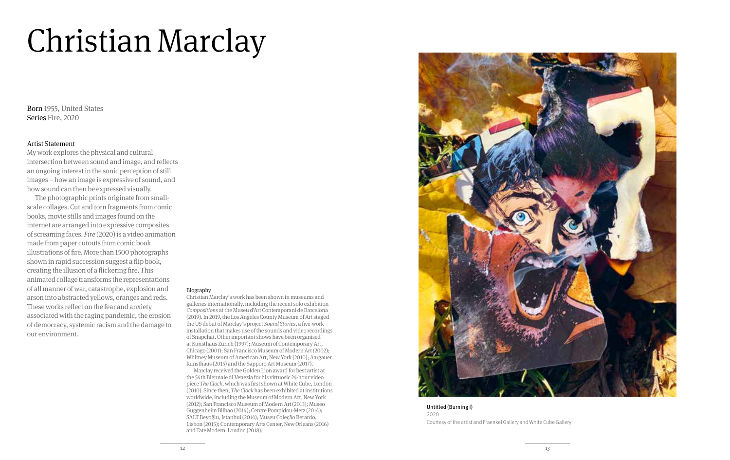# Christian Marclay

**Born** 1955, United States
**Series** Fire, 2020

### Artist Statement

My work explores the physical and cultural intersection between sound and image, and reflects an ongoing interest in the sonic perception of still images – how an image is expressive of sound, and how sound can then be expressed visually.

The photographic prints originate from small-scale collages. Cut and torn fragments from comic books, movie stills and images found on the internet are arranged into expressive composites of screaming faces. *Fire* (2020) is a video animation made from paper cutouts from comic book illustrations of fire. More than 1500 photographs shown in rapid succession suggest a flip book, creating the illusion of a flickering fire. This animated collage transforms the representations of all manner of war, catastrophe, explosion and arson into abstracted yellows, oranges and reds. These works reflect on the fear and anxiety associated with the raging pandemic, the erosion of democracy, systemic racism and the damage to our environment.

### Biography

Christian Marclay's work has been shown in museums and galleries internationally, including the recent solo exhibition *Compositions* at the Museu d'Art Contemporani de Barcelona (2019). In 2019, the Los Angeles County Museum of Art staged the US debut of Marclay's project *Sound Stories*, a five-work installation that makes use of the sounds and video recordings of Snapchat. Other important shows have been organised at Kunsthaus Zürich (1997); Museum of Contemporary Art, Chicago (2001); San Francisco Museum of Modern Art (2002); Whitney Museum of American Art, New York (2010); Aargauer Kunsthaus (2015) and the Sapporo Art Museum (2017).

Marclay received the Golden Lion award for best artist at the 54th Biennale di Venezia for his virtuosic 24-hour video piece *The Clock*, which was first shown at White Cube, London (2010). Since then, *The Clock* has been exhibited at institutions worldwide, including the Museum of Modern Art, New York (2012); San Francisco Museum of Modern Art (2013); Museo Guggenheim Bilbao (2014); Centre Pompidou-Metz (2014); SALT Beyoğlu, Istanbul (2014); Museu Coleção Berardo, Lisbon (2015); Contemporary Arts Center, New Orleans (2016) and Tate Modern, London (2018).

Untitled (Burning I)
2020
Courtesy of the artist and Fraenkel Gallery and White Cube Gallery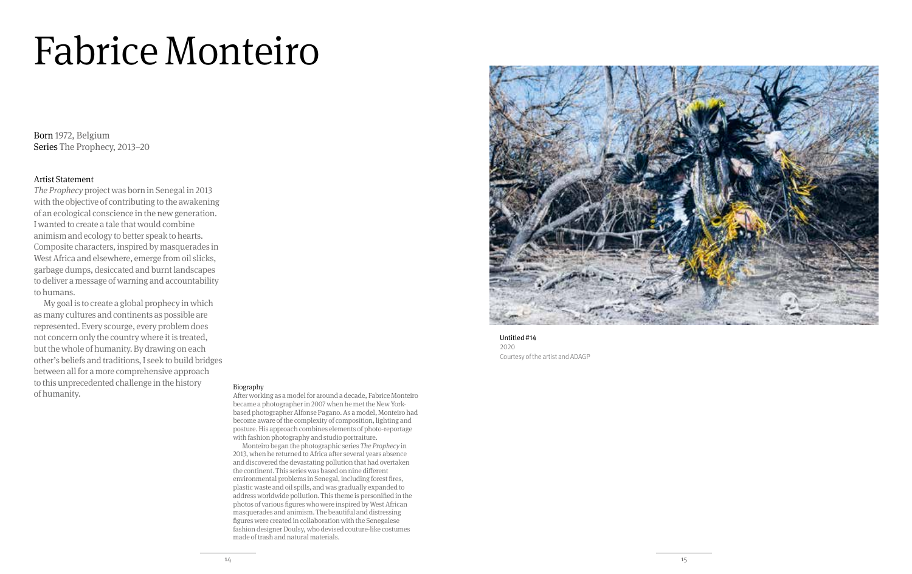# Fabrice Monteiro

**Born** 1972, Belgium
**Series** The Prophecy, 2013–20

## Artist Statement

*The Prophecy* project was born in Senegal in 2013 with the objective of contributing to the awakening of an ecological conscience in the new generation. I wanted to create a tale that would combine animism and ecology to better speak to hearts. Composite characters, inspired by masquerades in West Africa and elsewhere, emerge from oil slicks, garbage dumps, desiccated and burnt landscapes to deliver a message of warning and accountability to humans.

My goal is to create a global prophecy in which as many cultures and continents as possible are represented. Every scourge, every problem does not concern only the country where it is treated, but the whole of humanity. By drawing on each other's beliefs and traditions, I seek to build bridges between all for a more comprehensive approach to this unprecedented challenge in the history of humanity.

## Biography

After working as a model for around a decade, Fabrice Monteiro became a photographer in 2007 when he met the New York-based photographer Alfonse Pagano. As a model, Monteiro had become aware of the complexity of composition, lighting and posture. His approach combines elements of photo-reportage with fashion photography and studio portraiture.

Monteiro began the photographic series *The Prophecy* in 2013, when he returned to Africa after several years absence and discovered the devastating pollution that had overtaken the continent. This series was based on nine different environmental problems in Senegal, including forest fires, plastic waste and oil spills, and was gradually expanded to address worldwide pollution. This theme is personified in the photos of various figures who were inspired by West African masquerades and animism. The beautiful and distressing figures were created in collaboration with the Senegalese fashion designer Doulsy, who devised couture-like costumes made of trash and natural materials.

Untitled #14
2020
Courtesy of the artist and ADAGP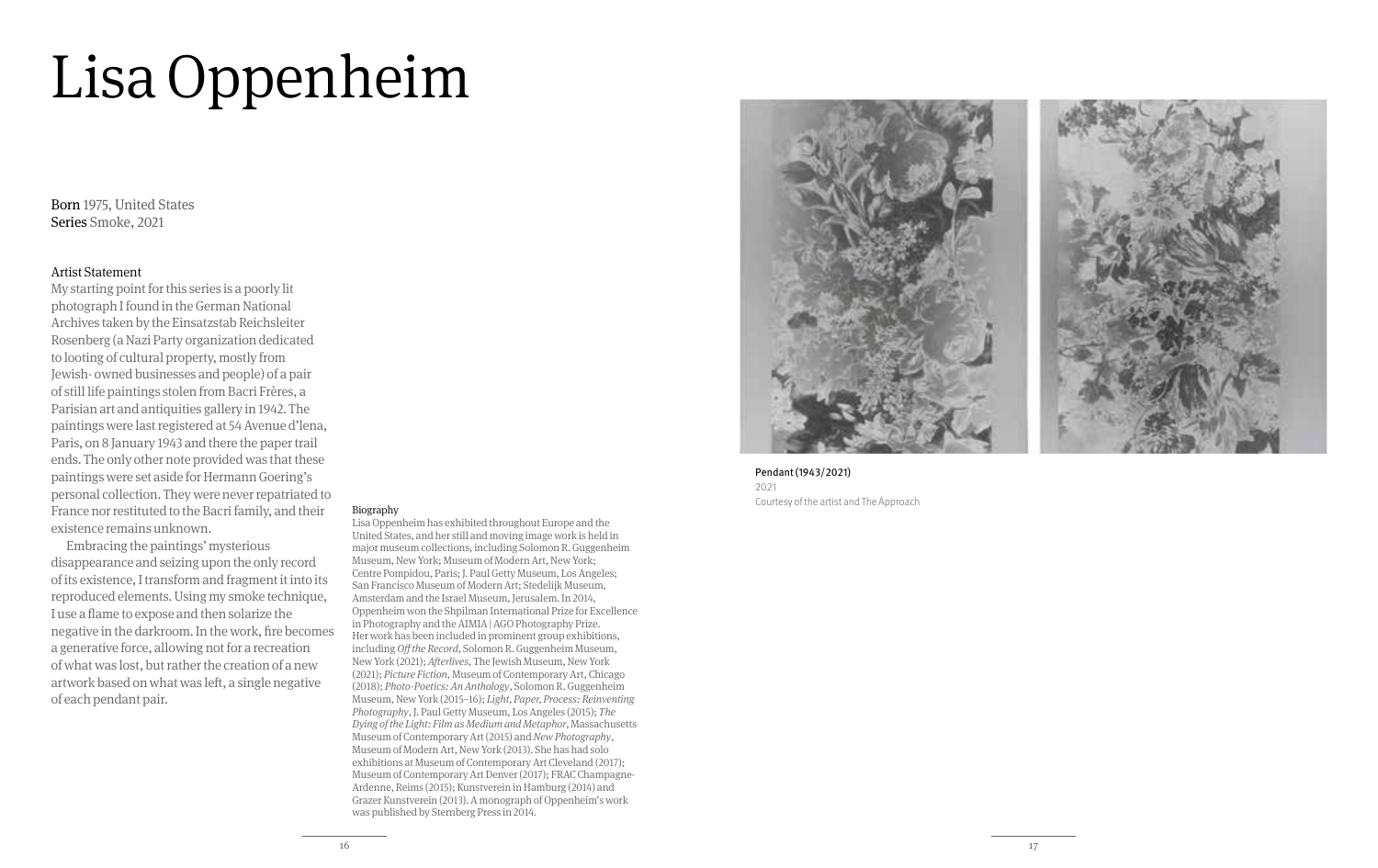# Lisa Oppenheim

**Born** 1975, United States
**Series** Smoke, 2021

## Artist Statement

My starting point for this series is a poorly lit photograph I found in the German National Archives taken by the Einsatzstab Reichsleiter Rosenberg (a Nazi Party organization dedicated to looting of cultural property, mostly from Jewish- owned businesses and people) of a pair of still life paintings stolen from Bacri Frères, a Parisian art and antiquities gallery in 1942. The paintings were last registered at 54 Avenue d'Iena, Paris, on 8 January 1943 and there the paper trail ends. The only other note provided was that these paintings were set aside for Hermann Goering's personal collection. They were never repatriated to France nor restituted to the Bacri family, and their existence remains unknown.

Embracing the paintings' mysterious disappearance and seizing upon the only record of its existence, I transform and fragment it into its reproduced elements. Using my smoke technique, I use a flame to expose and then solarize the negative in the darkroom. In the work, fire becomes a generative force, allowing not for a recreation of what was lost, but rather the creation of a new artwork based on what was left, a single negative of each pendant pair.

## Biography

Lisa Oppenheim has exhibited throughout Europe and the United States, and her still and moving image work is held in major museum collections, including Solomon R. Guggenheim Museum, New York; Museum of Modern Art, New York; Centre Pompidou, Paris; J. Paul Getty Museum, Los Angeles; San Francisco Museum of Modern Art; Stedelijk Museum, Amsterdam and the Israel Museum, Jerusalem. In 2014, Oppenheim won the Shpilman International Prize for Excellence in Photography and the AIMIA | AGO Photography Prize. Her work has been included in prominent group exhibitions, including *Off the Record*, Solomon R. Guggenheim Museum, New York (2021); *Afterlives*, The Jewish Museum, New York (2021); *Picture Fiction*, Museum of Contemporary Art, Chicago (2018); *Photo-Poetics: An Anthology*, Solomon R. Guggenheim Museum, New York (2015–16); *Light, Paper, Process: Reinventing Photography*, J. Paul Getty Museum, Los Angeles (2015); *The Dying of the Light: Film as Medium and Metaphor*, Massachusetts Museum of Contemporary Art (2015) and *New Photography*, Museum of Modern Art, New York (2013). She has had solo exhibitions at Museum of Contemporary Art Cleveland (2017); Museum of Contemporary Art Denver (2017); FRAC Champagne-Ardenne, Reims (2015); Kunstverein in Hamburg (2014) and Grazer Kunstverein (2013). A monograph of Oppenheim's work was published by Sternberg Press in 2014.

**Pendant (1943/2021)**
2021
Courtesy of the artist and The Approach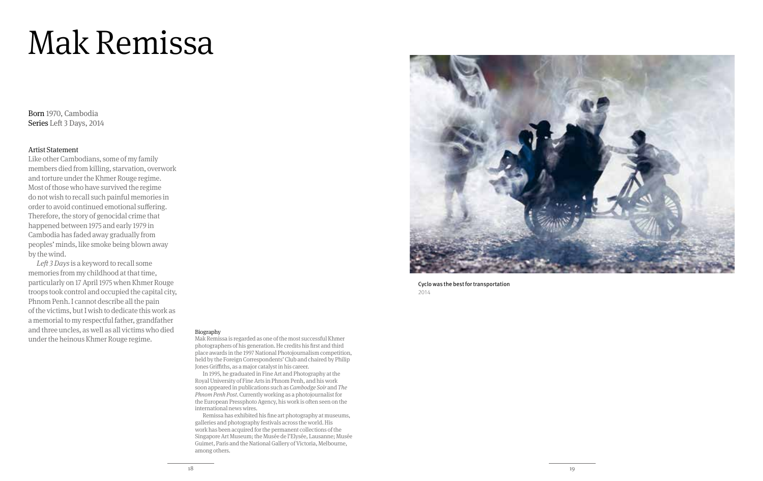# Mak Remissa

**Born** 1970, Cambodia
**Series** Left 3 Days, 2014

### Artist Statement

Like other Cambodians, some of my family members died from killing, starvation, overwork and torture under the Khmer Rouge regime. Most of those who have survived the regime do not wish to recall such painful memories in order to avoid continued emotional suffering. Therefore, the story of genocidal crime that happened between 1975 and early 1979 in Cambodia has faded away gradually from peoples' minds, like smoke being blown away by the wind.

*Left 3 Days* is a keyword to recall some memories from my childhood at that time, particularly on 17 April 1975 when Khmer Rouge troops took control and occupied the capital city, Phnom Penh. I cannot describe all the pain of the victims, but I wish to dedicate this work as a memorial to my respectful father, grandfather and three uncles, as well as all victims who died under the heinous Khmer Rouge regime.

### Biography

Mak Remissa is regarded as one of the most successful Khmer photographers of his generation. He credits his first and third place awards in the 1997 National Photojournalism competition, held by the Foreign Correspondents' Club and chaired by Philip Jones Griffiths, as a major catalyst in his career.

In 1995, he graduated in Fine Art and Photography at the Royal University of Fine Arts in Phnom Penh, and his work soon appeared in publications such as *Cambodge Soir* and *The Phnom Penh Post*. Currently working as a photojournalist for the European Pressphoto Agency, his work is often seen on the international news wires.

Remissa has exhibited his fine art photography at museums, galleries and photography festivals across the world. His work has been acquired for the permanent collections of the Singapore Art Museum; the Musée de l'Elysée, Lausanne; Musée Guimet, Paris and the National Gallery of Victoria, Melbourne, among others.

Cyclo was the best for transportation
2014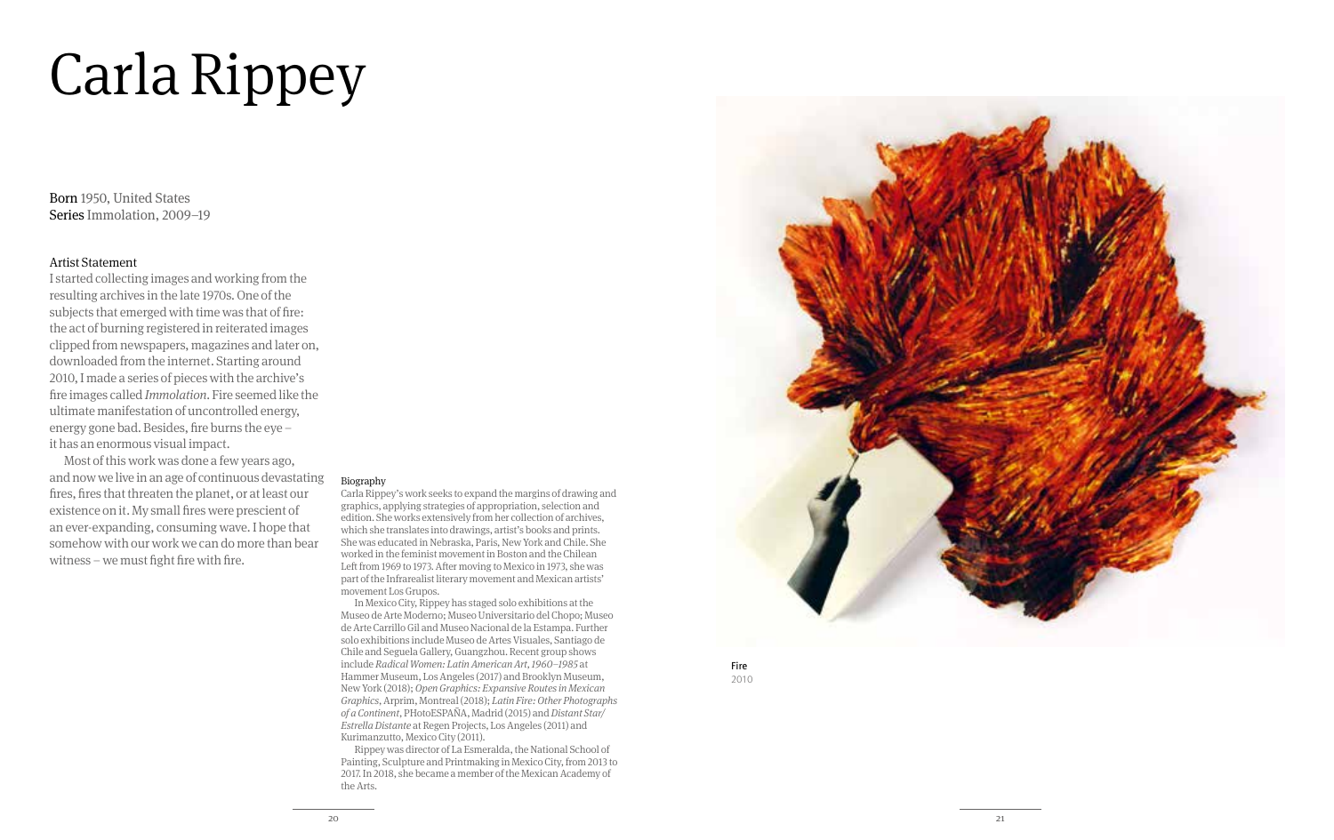# Carla Rippey

**Born** 1950, United States
**Series** Immolation, 2009–19

### Artist Statement

I started collecting images and working from the resulting archives in the late 1970s. One of the subjects that emerged with time was that of fire: the act of burning registered in reiterated images clipped from newspapers, magazines and later on, downloaded from the internet. Starting around 2010, I made a series of pieces with the archive's fire images called *Immolation*. Fire seemed like the ultimate manifestation of uncontrolled energy, energy gone bad. Besides, fire burns the eye – it has an enormous visual impact.

Most of this work was done a few years ago, and now we live in an age of continuous devastating fires, fires that threaten the planet, or at least our existence on it. My small fires were prescient of an ever-expanding, consuming wave. I hope that somehow with our work we can do more than bear witness – we must fight fire with fire.

### Biography

Carla Rippey's work seeks to expand the margins of drawing and graphics, applying strategies of appropriation, selection and edition. She works extensively from her collection of archives, which she translates into drawings, artist's books and prints. She was educated in Nebraska, Paris, New York and Chile. She worked in the feminist movement in Boston and the Chilean Left from 1969 to 1973. After moving to Mexico in 1973, she was part of the Infrarealist literary movement and Mexican artists' movement Los Grupos.

In Mexico City, Rippey has staged solo exhibitions at the Museo de Arte Moderno; Museo Universitario del Chopo; Museo de Arte Carrillo Gil and Museo Nacional de la Estampa. Further solo exhibitions include Museo de Artes Visuales, Santiago de Chile and Seguela Gallery, Guangzhou. Recent group shows include *Radical Women: Latin American Art, 1960–1985* at Hammer Museum, Los Angeles (2017) and Brooklyn Museum, New York (2018); *Open Graphics: Expansive Routes in Mexican Graphics*, Arprim, Montreal (2018); *Latin Fire: Other Photographs of a Continent*, PHotoESPAÑA, Madrid (2015) and *Distant Star/Estrella Distante* at Regen Projects, Los Angeles (2011) and Kurimanzutto, Mexico City (2011).

Rippey was director of La Esmeralda, the National School of Painting, Sculpture and Printmaking in Mexico City, from 2013 to 2017. In 2018, she became a member of the Mexican Academy of the Arts.

**Fire**
2010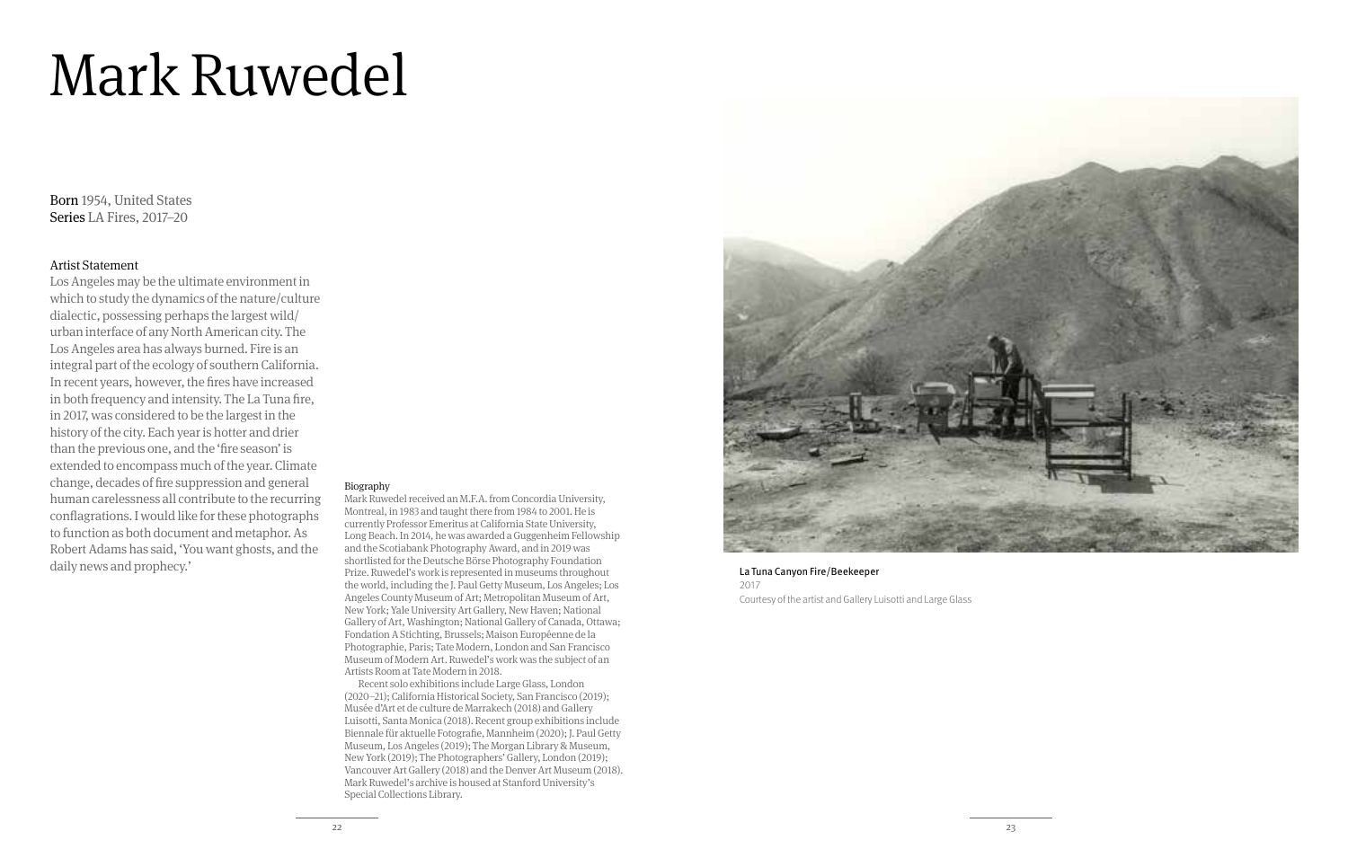# Mark Ruwedel

**Born** 1954, United States
**Series** LA Fires, 2017–20

### Artist Statement

Los Angeles may be the ultimate environment in which to study the dynamics of the nature/culture dialectic, possessing perhaps the largest wild/urban interface of any North American city. The Los Angeles area has always burned. Fire is an integral part of the ecology of southern California. In recent years, however, the fires have increased in both frequency and intensity. The La Tuna fire, in 2017, was considered to be the largest in the history of the city. Each year is hotter and drier than the previous one, and the 'fire season' is extended to encompass much of the year. Climate change, decades of fire suppression and general human carelessness all contribute to the recurring conflagrations. I would like for these photographs to function as both document and metaphor. As Robert Adams has said, 'You want ghosts, and the daily news and prophecy.'

### Biography

Mark Ruwedel received an M.F.A. from Concordia University, Montreal, in 1983 and taught there from 1984 to 2001. He is currently Professor Emeritus at California State University, Long Beach. In 2014, he was awarded a Guggenheim Fellowship and the Scotiabank Photography Award, and in 2019 was shortlisted for the Deutsche Börse Photography Foundation Prize. Ruwedel's work is represented in museums throughout the world, including the J. Paul Getty Museum, Los Angeles; Los Angeles County Museum of Art; Metropolitan Museum of Art, New York; Yale University Art Gallery, New Haven; National Gallery of Art, Washington; National Gallery of Canada, Ottawa; Fondation A Stichting, Brussels; Maison Européenne de la Photographie, Paris; Tate Modern, London and San Francisco Museum of Modern Art. Ruwedel's work was the subject of an Artists Room at Tate Modern in 2018.

Recent solo exhibitions include Large Glass, London (2020–21); California Historical Society, San Francisco (2019); Musée d'Art et de culture de Marrakech (2018) and Gallery Luisotti, Santa Monica (2018). Recent group exhibitions include Biennale für aktuelle Fotografie, Mannheim (2020); J. Paul Getty Museum, Los Angeles (2019); The Morgan Library & Museum, New York (2019); The Photographers' Gallery, London (2019); Vancouver Art Gallery (2018) and the Denver Art Museum (2018). Mark Ruwedel's archive is housed at Stanford University's Special Collections Library.

La Tuna Canyon Fire/Beekeeper
2017
Courtesy of the artist and Gallery Luisotti and Large Glass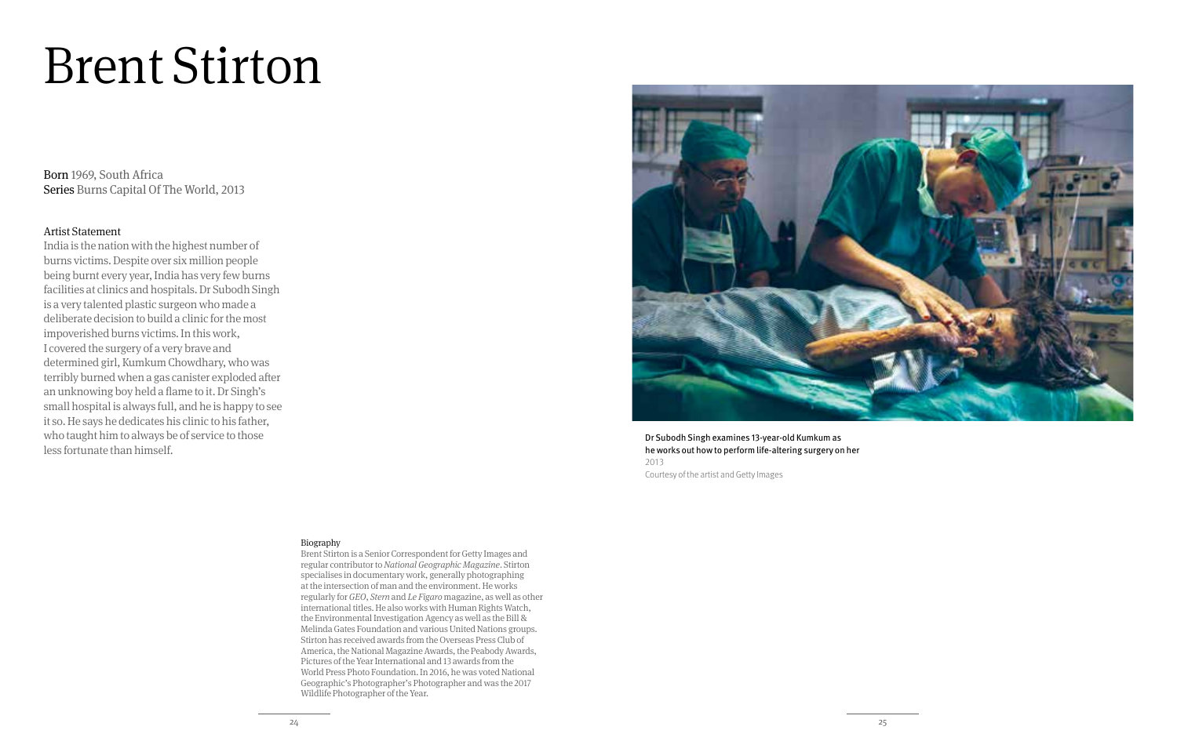# Brent Stirton

**Born** 1969, South Africa
**Series** Burns Capital Of The World, 2013

Artist Statement

India is the nation with the highest number of burns victims. Despite over six million people being burnt every year, India has very few burns facilities at clinics and hospitals. Dr Subodh Singh is a very talented plastic surgeon who made a deliberate decision to build a clinic for the most impoverished burns victims. In this work, I covered the surgery of a very brave and determined girl, Kumkum Chowdhary, who was terribly burned when a gas canister exploded after an unknowing boy held a flame to it. Dr Singh's small hospital is always full, and he is happy to see it so. He says he dedicates his clinic to his father, who taught him to always be of service to those less fortunate than himself.

Biography

Brent Stirton is a Senior Correspondent for Getty Images and regular contributor to *National Geographic Magazine*. Stirton specialises in documentary work, generally photographing at the intersection of man and the environment. He works regularly for *GEO*, *Stern* and *Le Figaro* magazine, as well as other international titles. He also works with Human Rights Watch, the Environmental Investigation Agency as well as the Bill & Melinda Gates Foundation and various United Nations groups. Stirton has received awards from the Overseas Press Club of America, the National Magazine Awards, the Peabody Awards, Pictures of the Year International and 13 awards from the World Press Photo Foundation. In 2016, he was voted National Geographic's Photographer's Photographer and was the 2017 Wildlife Photographer of the Year.

Dr Subodh Singh examines 13-year-old Kumkum as he works out how to perform life-altering surgery on her
2013
Courtesy of the artist and Getty Images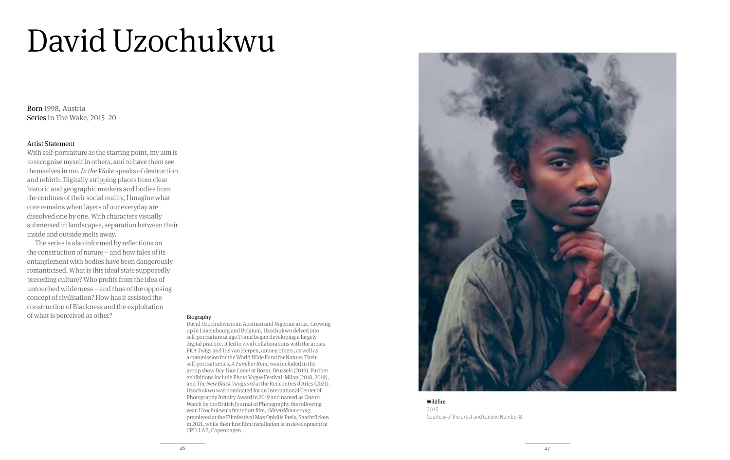# David Uzochukwu

**Born** 1998, Austria
**Series** In The Wake, 2015–20

**Artist Statement**

With self-portraiture as the starting point, my aim is to recognise myself in others, and to have them see themselves in me. *In the Wake* speaks of destruction and rebirth. Digitally stripping places from clear historic and geographic markers and bodies from the confines of their social reality, I imagine what core remains when layers of our everyday are dissolved one by one. With characters visually submersed in landscapes, separation between their inside and outside melts away.

The series is also informed by reflections on the construction of nature – and how tales of its entanglement with bodies have been dangerously romanticised. What is this ideal state supposedly preceding culture? Who profits from the idea of untouched wilderness – and thus of the opposing concept of civilisation? How has it assisted the construction of Blackness and the exploitation of what is perceived as other?

**Biography**

David Uzochukwu is an Austrian and Nigerian artist. Growing up in Luxembourg and Belgium, Uzochukwu delved into self-portraiture at age 13 and began developing a largely digital practice. It led to vivid collaborations with the artists FKA Twigs and Iris van Herpen, among others, as well as a commission for the World Wide Fund for Nature. Their self-portrait series, *A Familiar Ruin*, was included in the group show *Dey Your Lane!* at Bozar, Brussels (2016). Further exhibitions include Photo Vogue Festival, Milan (2018, 2019), and *The New Black Vanguard* at the Rencontres d'Arles (2021). Uzochukwu was nominated for an International Center of Photography Infinity Award in 2019 and named as One to Watch by the British Journal of Photography the following year. Uzochukwu's first short film, *Götterdämmerung*, premiered at the Filmfestival Max Ophüls Preis, Saarbrücken in 2021, while their first film installation is in development at CPH:LAB, Copenhagen.

**Wildfire**
2015
Courtesy of the artist and Galerie Number 8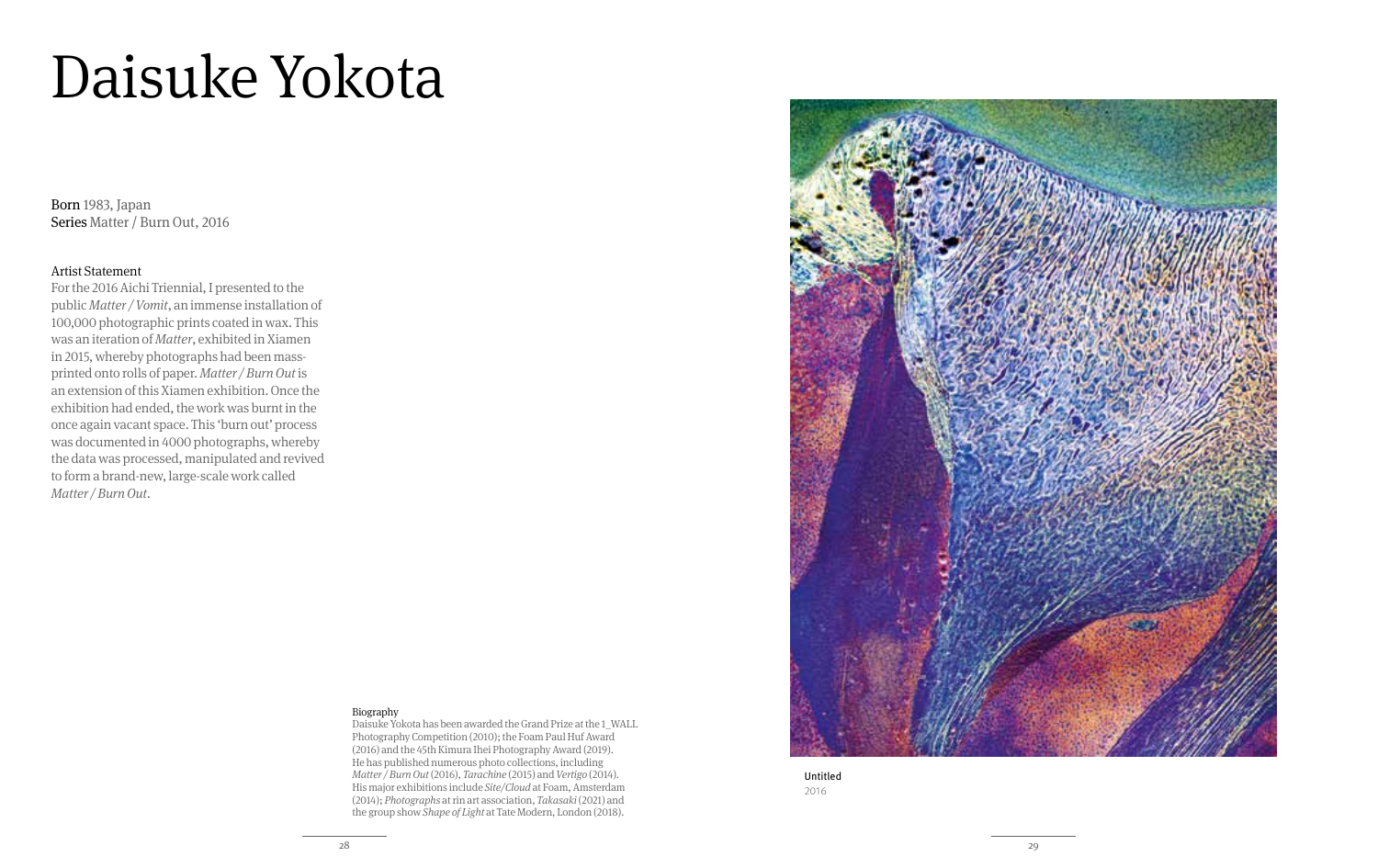# Daisuke Yokota

**Born** 1983, Japan
**Series** Matter / Burn Out, 2016

Artist Statement

For the 2016 Aichi Triennial, I presented to the public *Matter / Vomit*, an immense installation of 100,000 photographic prints coated in wax. This was an iteration of *Matter*, exhibited in Xiamen in 2015, whereby photographs had been mass-printed onto rolls of paper. *Matter / Burn Out* is an extension of this Xiamen exhibition. Once the exhibition had ended, the work was burnt in the once again vacant space. This 'burn out' process was documented in 4000 photographs, whereby the data was processed, manipulated and revived to form a brand-new, large-scale work called *Matter / Burn Out*.

Biography

Daisuke Yokota has been awarded the Grand Prize at the 1_WALL Photography Competition (2010); the Foam Paul Huf Award (2016) and the 45th Kimura Ihei Photography Award (2019). He has published numerous photo collections, including *Matter / Burn Out* (2016), *Tarachine* (2015) and *Vertigo* (2014). His major exhibitions include *Site/Cloud* at Foam, Amsterdam (2014); *Photographs* at rin art association, *Takasaki* (2021) and the group show *Shape of Light* at Tate Modern, London (2018).

Untitled
2016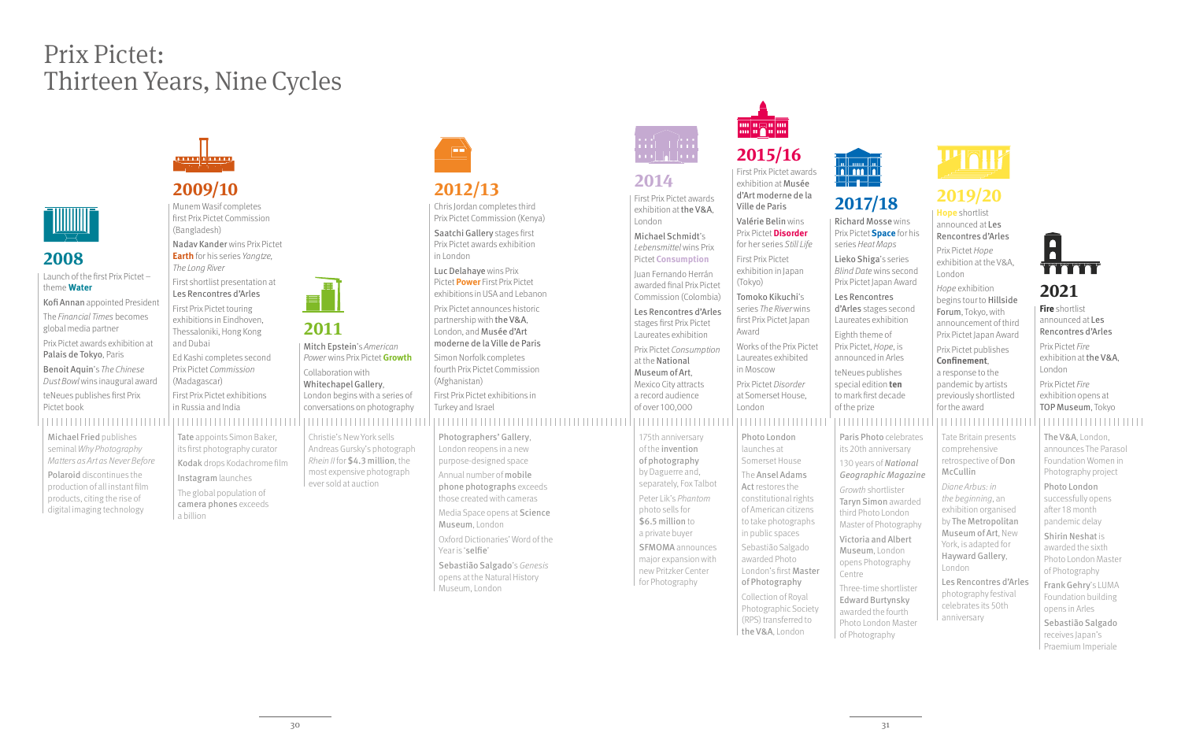# Prix Pictet: Thirteen Years, Nine Cycles

## 2008

Launch of the first Prix Pictet – theme **Water**

Kofi Annan appointed President

The *Financial Times* becomes global media partner

Prix Pictet awards exhibition at Palais de Tokyo, Paris

Benoit Aquin's *The Chinese Dust Bowl* wins inaugural award

teNeues publishes first Prix Pictet book

Michael Fried publishes seminal *Why Photography Matters as Art as Never Before*

Polaroid discontinues the production of all instant film products, citing the rise of digital imaging technology

## 2009/10

Munem Wasif completes first Prix Pictet Commission (Bangladesh)

Nadav Kander wins Prix Pictet **Earth** for his series *Yangtze, The Long River*

First shortlist presentation at Les Rencontres d'Arles

First Prix Pictet touring exhibitions in Eindhoven, Thessaloniki, Hong Kong and Dubai

Ed Kashi completes second Prix Pictet *Commission* (Madagascar)

First Prix Pictet exhibitions in Russia and India

Tate appoints Simon Baker, its first photography curator

Kodak drops Kodachrome film

Instagram launches

The global population of camera phones exceeds a billion

## 2011

Mitch Epstein's *American Power* wins Prix Pictet **Growth**

Collaboration with Whitechapel Gallery, London begins with a series of conversations on photography

Christie's New York sells Andreas Gursky's photograph *Rhein II* for $4.3 million, the most expensive photograph ever sold at auction

## 2012/13

Chris Jordan completes third Prix Pictet Commission (Kenya)

Saatchi Gallery stages first Prix Pictet awards exhibition in London

Luc Delahaye wins Prix Pictet **Power** First Prix Pictet exhibitions in USA and Lebanon

Prix Pictet announces historic partnership with the V&A, London, and Musée d'Art moderne de la Ville de Paris

Simon Norfolk completes fourth Prix Pictet Commission (Afghanistan)

First Prix Pictet exhibitions in Turkey and Israel

Photographers' Gallery, London reopens in a new purpose-designed space

Annual number of mobile phone photographs exceeds those created with cameras

Media Space opens at Science Museum, London

Oxford Dictionaries' Word of the Year is 'selfie'

Sebastião Salgado's *Genesis* opens at the Natural History Museum, London

## 2014

First Prix Pictet awards exhibition at the V&A, London

Michael Schmidt's *Lebensmittel* wins Prix Pictet **Consumption**

Juan Fernando Herrán awarded final Prix Pictet Commission (Colombia)

Les Rencontres d'Arles stages first Prix Pictet Laureates exhibition

Prix Pictet *Consumption* at the National Museum of Art, Mexico City attracts a record audience of over 100,000

175th anniversary of the invention of photography by Daguerre and, separately, Fox Talbot

Peter Lik's *Phantom* photo sells for $6.5 million to a private buyer

SFMOMA announces major expansion with new Pritzker Center for Photography

## 2015/16

First Prix Pictet awards exhibition at Musée d'Art moderne de la Ville de Paris

Valérie Belin wins Prix Pictet **Disorder** for her series *Still Life*

First Prix Pictet exhibition in Japan (Tokyo)

Tomoko Kikuchi's series *The River* wins first Prix Pictet Japan Award

Works of the Prix Pictet Laureates exhibited in Moscow

Prix Pictet *Disorder* at Somerset House, London

Photo London launches at Somerset House

The Ansel Adams Act restores the constitutional rights of American citizens to take photographs in public spaces

Sebastião Salgado awarded Photo London's first Master of Photography

Collection of Royal Photographic Society (RPS) transferred to the V&A, London

## 2017/18

Richard Mosse wins Prix Pictet **Space** for his series *Heat Maps*

Lieko Shiga's series *Blind Date* wins second Prix Pictet Japan Award

Les Rencontres d'Arles stages second Laureates exhibition

Eighth theme of Prix Pictet, *Hope*, is announced in Arles

teNeues publishes special edition **ten** to mark first decade of the prize

Paris Photo celebrates its 20th anniversary

130 years of *National Geographic Magazine*

*Growth* shortlister Taryn Simon awarded third Photo London Master of Photography

Victoria and Albert Museum, London opens Photography Centre

Three-time shortlister Edward Burtynsky awarded the fourth Photo London Master of Photography

## 2019/20

**Hope** shortlist announced at Les Rencontres d'Arles

Prix Pictet *Hope* exhibition at the V&A, London

*Hope* exhibition begins tour to Hillside Forum, Tokyo, with announcement of third Prix Pictet Japan Award

Prix Pictet publishes **Confinement**, a response to the pandemic by artists previously shortlisted for the award

Tate Britain presents comprehensive retrospective of Don McCullin

*Diane Arbus: in the beginning*, an exhibition organised by The Metropolitan Museum of Art, New York, is adapted for Hayward Gallery, London

Les Rencontres d'Arles photography festival celebrates its 50th anniversary

## 2021

**Fire** shortlist announced at Les Rencontres d'Arles

Prix Pictet *Fire* exhibition at the V&A, London

Prix Pictet *Fire* exhibition opens at TOP Museum, Tokyo

The V&A, London, announces The Parasol Foundation Women in Photography project

Photo London successfully opens after 18 month pandemic delay

Shirin Neshat is awarded the sixth Photo London Master of Photography

Frank Gehry's LUMA Foundation building opens in Arles

Sebastião Salgado receives Japan's Praemium Imperiale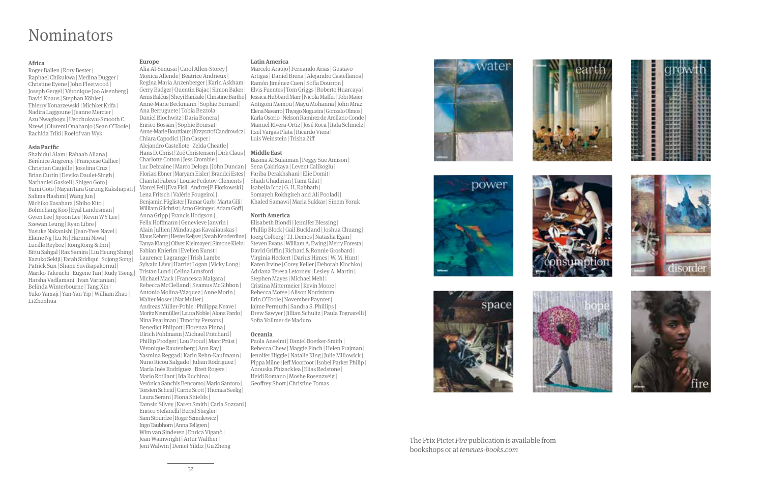# Nominators

### Africa

Roger Ballen | Rory Bester | Raphael Chikukwa | Medina Dugger | Christine Eyene | John Fleetwood | Joseph Gergel | Véronique Joo Aisenberg | David Knaus | Stephan Köhler | Thierry Konarzewski | Michket Krifa | Nadira Laggoune | Jeanne Mercier | Azu Nwagbogu | Ugochukwu-Smooth C. Nzewi | Oluremi Onabanjo | Sean O'Toole | Rachida Triki | Roelof van Wyk

### Asia Pacific

Shahidul Alam | Rahaab Allana | Bérénice Angremy | Françoise Callier | Christian Caujolle | Joselina Cruz | Brian Curtin | Devika Daulet-Singh | Nathaniel Gaskell | Shigeo Goto | Yumi Goto | Nayan Tara Gurung Kakshapati | Salima Hashmi | Wang Jun | Michiko Kasahara | Shiho Kito | Bohnchang Koo | Eyal Landesman | Gwen Lee | Jiyoon Lee | Kevin WY Lee | Szewan Leung | Ryan Libre | Yusuke Nakanishi | Jean-Yves Navel | Elaine Ng | Lu Ni | Harumi Niwa | Lucille Reyboz | RongRong & Inri | Bittu Sahgal | Raz Samira | Liu Heung Shing | Kazuko Sekiji | Farah Siddiqui | Sujong Song | Patrick Sun | Shane Suvikapakornul | Mariko Takeuchi | Eugene Tan | Rudy Tseng | Harsha Vadlamani | Ivan Vartanian | Belinda Winterbourne | Tang Xin | Yuko Yamaji | Yan-Yan Yip | William Zhao | Li Zhenhua

### Europe

Alia Al-Senussi | Carol Allen-Storey | Monica Allende | Béatrice Andrieux | Regina Maria Anzenberger | Karin Askham | Gerry Badger | Quentin Bajac | Simon Baker | Arnis Balčus | Sheyi Bankale | Christine Barthe | Anne-Marie Beckmann | Sophie Bernard | Ana Berruguete | Tobia Bezzola | Daniel Blochwitz | Daria Bonera | Enrico Bossan | Sophie Boursat | Anne-Marie Bouttiaux | Krzysztof Candrowicz | Chiara Capodici | Jim Casper | Alejandro Castellote | Zelda Cheatle | Hans D. Christ | Zoë Christensen | Dirk Claus | Charlotte Cotton | Jess Crombie | Luc Debraine | Marco Delogu | John Duncan | Florian Ebner | Maryam Eisler | Brandei Estes | Chantal Fabres | Louise Fedotov-Clements | Marcel Feil | Eva Fisli | Andrzej P. Florkowski | Lena Fritsch | Valérie Fougeirol | Benjamin Füglister | Tamar Garb | Marta Gili | William Gilchrist | Arno Gisinger | Adam Goff | Anna Gripp | Francis Hodgson | Felix Hoffmann | Genevieve Janvrin | Alain Jullien | Mindaugas Kavaliauskas | Klaus Kehrer | Hester Keijser | Sarah Kenderdine | Tanya Kiang | Oliver Kielmayer | Simone Klein | Fabian Knierim | Evelien Kunst | Laurence Lagrange | Trish Lambe | Sylvain Lévy | Harriet Logan | Vicky Long | Tristan Lund | Celina Lunsford | Michael Mack | Francesca Malgara | Rebecca McClelland | Seamus McGibbon | Antonio Molina-Vázquez | Anne Morin | Walter Moser | Nat Muller | Andreas Müller-Pohle | Philippa Neave | Moritz Neumüller | Laura Noble | Alona Pardo | Nina Pearlman | Timothy Persons | Benedict Philpott | Fiorenza Pinna | Ulrich Pohlmann | Michael Pritchard | Phillip Prodger | Lou Proud | Marc Prüst | Véronique Rautenberg | Ann Ray | Yasmina Reggad | Karin Rehn-Kaufmann | Nuno Ricou Salgado | Julian Rodriguez | María Inés Rodríguez | Brett Rogers | Mario Rotllant | Ida Ruchina | Verônica Sanchis Bencomo | Mario Santoro | Torsten Scheid | Carrie Scott | Thomas Seelig | Laura Serani | Fiona Shields | Tamsin Silvey | Karen Smith | Carla Sozzani | Enrico Stefanelli | Bernd Stiegler | Sam Stourdzé | Roger Szmulewicz | Ingo Taubhorn | Anna Tellgren | Wim van Sinderen | Enrica Viganò | Jean Wainwright | Artur Walther | Jeni Walwin | Demet Yildiz | Gu Zheng

### Latin America

Marcelo Araújo | Fernando Arias | Gustavo Artigas | Daniel Brena | Alejandro Castellanos | Ramón Jiménez Cuen | Sofía Dourron | Elvis Fuentes | Tom Griggs | Roberto Huarcaya | Jessica Hubbard Marr | Nicola Maffei | Tobi Maier | Antigoni Memou | Mayu Mohanna | John Mraz | Elena Navarro | Thyago Nogueira | Gonzalo Olmos | Karla Osorio | Nelson Ramírez de Arellano Conde | Manuel Rivera-Ortiz | José Roca | Itala Schmelz | Itzel Vargas Plata | Ricardo Viera | Luis Weinstein | Trisha Ziff

### Middle East

Basma Al Sulaiman | Peggy Sue Amison | Sena Çakirkaya | Levent Calikoglu | Fariba Derakhshani | Elie Domit | Shadi Ghadirian | Tami Gilat | Isabella Icoz | G. H. Rabbath | Somayeh Rokhgireh and Ali Pooladi | Khaled Samawi | Maria Sukkar | Sinem Yoruk

### North America

Elisabeth Biondi | Jennifer Blessing | Phillip Block | Gail Buckland | Joshua Chuang | Joerg Colberg | T.J. Demos | Natasha Egan | Steven Evans | William A. Ewing | Merry Foresta | David Griffin | Richard & Ronnie Grosbard | Virginia Heckert | Darius Himes | W. M. Hunt | Karen Irvine | Corey Keller | Deborah Klochko | Adriana Teresa Letorney | Lesley A. Martin | Stephen Mayes | Michael Mehl | Cristina Mittermeier | Kevin Moore | Rebecca Morse | Alison Nordstrom | Erin O'Toole | November Paynter | Jaime Permuth | Sandra S. Phillips | Drew Sawyer | Jillian Schultz | Paula Tognarelli | Sofia Vollmer de Maduro

### Oceania

Paola Anselmi | Daniel Boetker-Smith | Rebecca Chew | Maggie Finch | Helen Frajman | Jennifer Higgie | Natalie King | Julie Millowick | Pippa Milne | Jeff Moorfoot | Isobel Parker Philip | Anouska Phizacklea | Elias Redstone | Heidi Romano | Moshe Rosenzveig | Geoffrey Short | Christine Tomas

The Prix Pictet *Fire* publication is available from bookshops or at *teneues-books.com*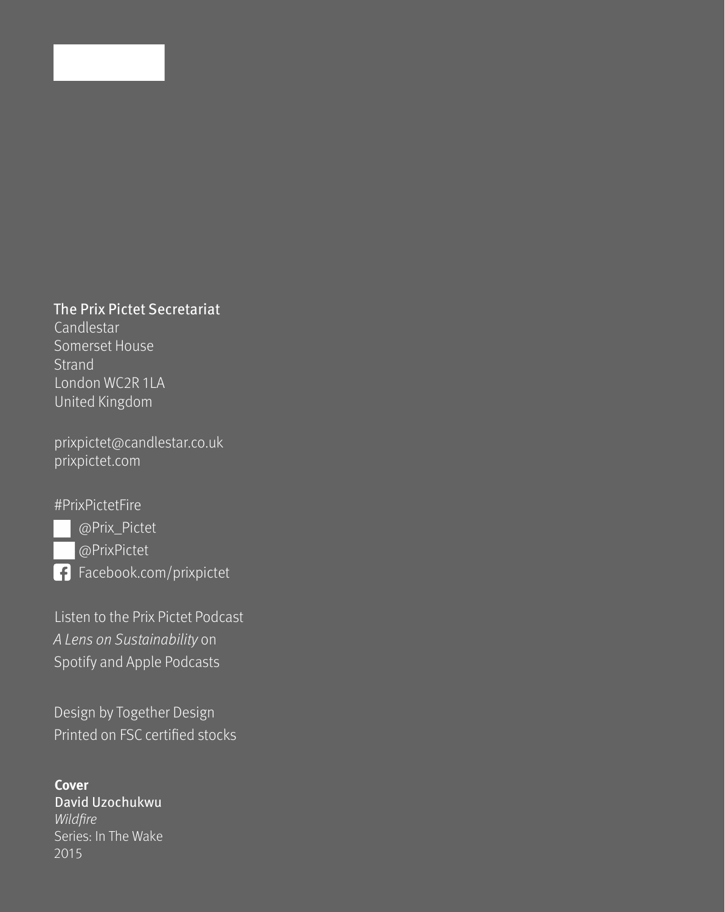The Prix Pictet Secretariat
Candlestar
Somerset House
Strand
London WC2R 1LA
United Kingdom

prixpictet@candlestar.co.uk
prixpictet.com

#PrixPictetFire
@Prix_Pictet
@PrixPictet
Facebook.com/prixpictet

Listen to the Prix Pictet Podcast
*A Lens on Sustainability* on
Spotify and Apple Podcasts

Design by Together Design
Printed on FSC certified stocks

**Cover**
David Uzochukwu
*Wildfire*
Series: In The Wake
2015